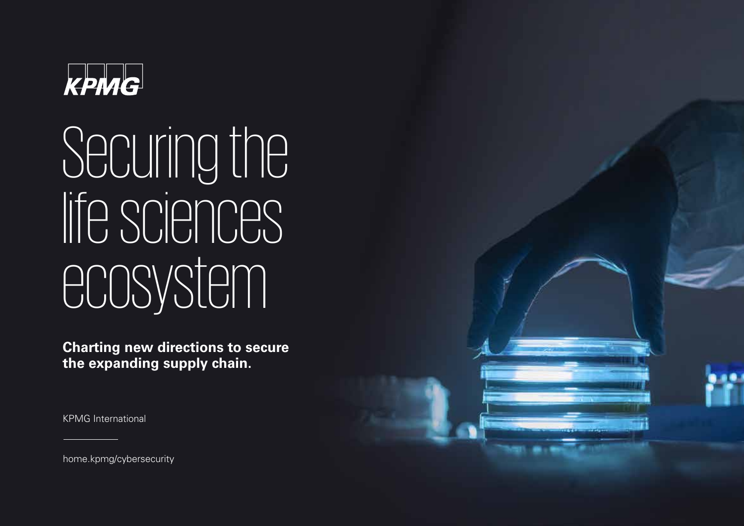KPMG

# Securing the life sciences ecosystem

**Charting new directions to secure the expanding supply chain.**

KPMG International

home.kpmg/cybersecurity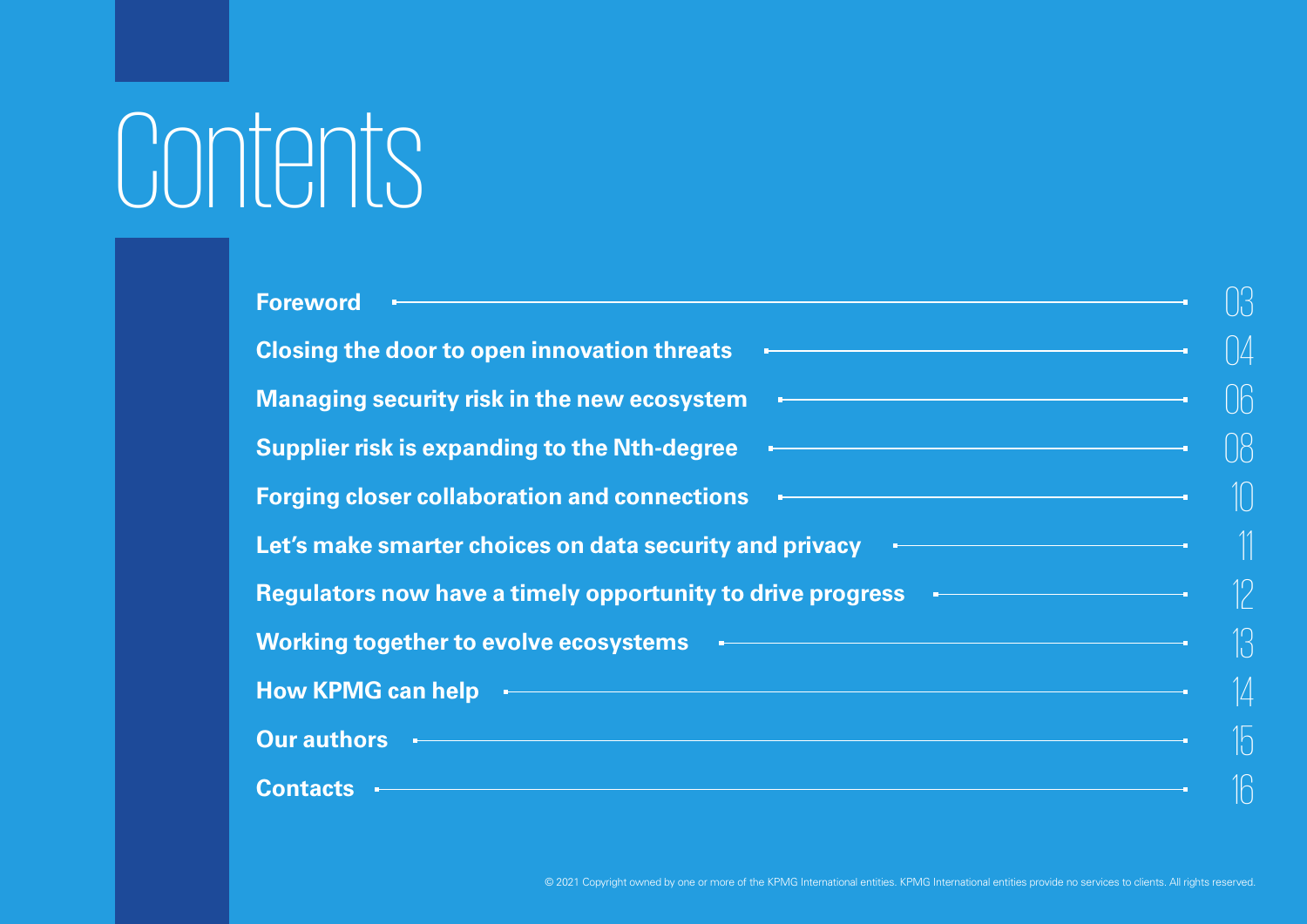# Contents

| Section | Page |
| --- | --- |
| **Foreword** | 03 |
| **Closing the door to open innovation threats** | 04 |
| **Managing security risk in the new ecosystem** | 06 |
| **Supplier risk is expanding to the Nth-degree** | 08 |
| **Forging closer collaboration and connections** | 10 |
| **Let's make smarter choices on data security and privacy** | 11 |
| **Regulators now have a timely opportunity to drive progress** | 12 |
| **Working together to evolve ecosystems** | 13 |
| **How KPMG can help** | 14 |
| **Our authors** | 15 |
| **Contacts** | 16 |

© 2021 Copyright owned by one or more of the KPMG International entities. KPMG International entities provide no services to clients. All rights reserved.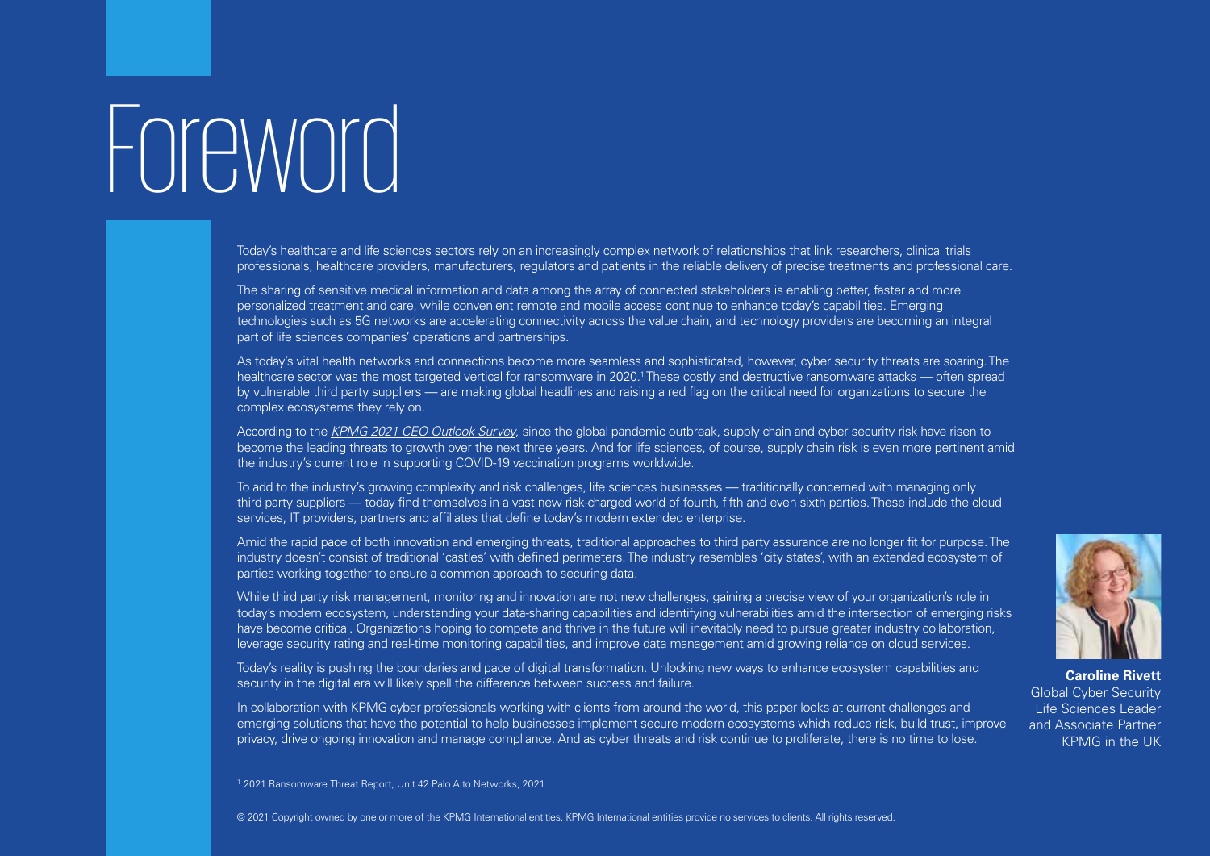# Foreword

Today's healthcare and life sciences sectors rely on an increasingly complex network of relationships that link researchers, clinical trials professionals, healthcare providers, manufacturers, regulators and patients in the reliable delivery of precise treatments and professional care.

The sharing of sensitive medical information and data among the array of connected stakeholders is enabling better, faster and more personalized treatment and care, while convenient remote and mobile access continue to enhance today's capabilities. Emerging technologies such as 5G networks are accelerating connectivity across the value chain, and technology providers are becoming an integral part of life sciences companies' operations and partnerships.

As today's vital health networks and connections become more seamless and sophisticated, however, cyber security threats are soaring. The healthcare sector was the most targeted vertical for ransomware in 2020.[1] These costly and destructive ransomware attacks — often spread by vulnerable third party suppliers — are making global headlines and raising a red flag on the critical need for organizations to secure the complex ecosystems they rely on.

According to the *KPMG 2021 CEO Outlook Survey*, since the global pandemic outbreak, supply chain and cyber security risk have risen to become the leading threats to growth over the next three years. And for life sciences, of course, supply chain risk is even more pertinent amid the industry's current role in supporting COVID-19 vaccination programs worldwide.

To add to the industry's growing complexity and risk challenges, life sciences businesses — traditionally concerned with managing only third party suppliers — today find themselves in a vast new risk-charged world of fourth, fifth and even sixth parties. These include the cloud services, IT providers, partners and affiliates that define today's modern extended enterprise.

Amid the rapid pace of both innovation and emerging threats, traditional approaches to third party assurance are no longer fit for purpose. The industry doesn't consist of traditional 'castles' with defined perimeters. The industry resembles 'city states', with an extended ecosystem of parties working together to ensure a common approach to securing data.

While third party risk management, monitoring and innovation are not new challenges, gaining a precise view of your organization's role in today's modern ecosystem, understanding your data-sharing capabilities and identifying vulnerabilities amid the intersection of emerging risks have become critical. Organizations hoping to compete and thrive in the future will inevitably need to pursue greater industry collaboration, leverage security rating and real-time monitoring capabilities, and improve data management amid growing reliance on cloud services.

Today's reality is pushing the boundaries and pace of digital transformation. Unlocking new ways to enhance ecosystem capabilities and security in the digital era will likely spell the difference between success and failure.

In collaboration with KPMG cyber professionals working with clients from around the world, this paper looks at current challenges and emerging solutions that have the potential to help businesses implement secure modern ecosystems which reduce risk, build trust, improve privacy, drive ongoing innovation and manage compliance. And as cyber threats and risk continue to proliferate, there is no time to lose.

**Caroline Rivett**
Global Cyber Security Life Sciences Leader and Associate Partner
KPMG in the UK

[1] 2021 Ransomware Threat Report, Unit 42 Palo Alto Networks, 2021.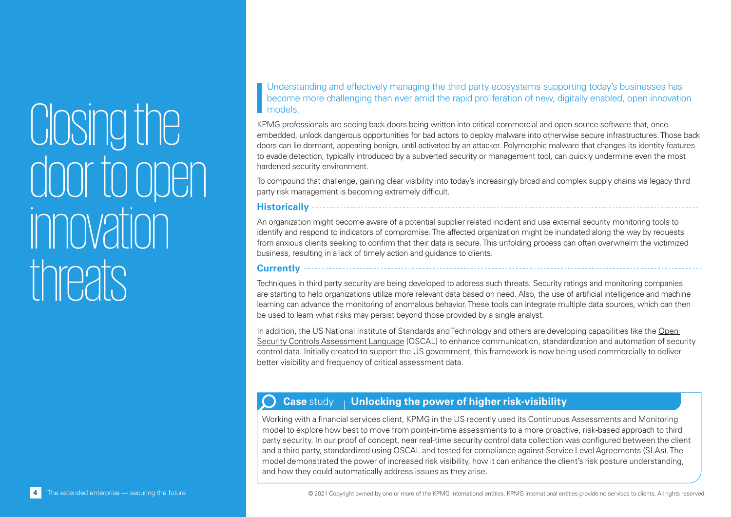# Closing the door to open innovation threats

Understanding and effectively managing the third party ecosystems supporting today's businesses has become more challenging than ever amid the rapid proliferation of new, digitally enabled, open innovation models.

KPMG professionals are seeing back doors being written into critical commercial and open-source software that, once embedded, unlock dangerous opportunities for bad actors to deploy malware into otherwise secure infrastructures. Those back doors can lie dormant, appearing benign, until activated by an attacker. Polymorphic malware that changes its identity features to evade detection, typically introduced by a subverted security or management tool, can quickly undermine even the most hardened security environment.

To compound that challenge, gaining clear visibility into today's increasingly broad and complex supply chains via legacy third party risk management is becoming extremely difficult.

### Historically

An organization might become aware of a potential supplier related incident and use external security monitoring tools to identify and respond to indicators of compromise. The affected organization might be inundated along the way by requests from anxious clients seeking to confirm that their data is secure. This unfolding process can often overwhelm the victimized business, resulting in a lack of timely action and guidance to clients.

### Currently

Techniques in third party security are being developed to address such threats. Security ratings and monitoring companies are starting to help organizations utilize more relevant data based on need. Also, the use of artificial intelligence and machine learning can advance the monitoring of anomalous behavior. These tools can integrate multiple data sources, which can then be used to learn what risks may persist beyond those provided by a single analyst.

In addition, the US National Institute of Standards and Technology and others are developing capabilities like the Open Security Controls Assessment Language (OSCAL) to enhance communication, standardization and automation of security control data. Initially created to support the US government, this framework is now being used commercially to deliver better visibility and frequency of critical assessment data.

### Case study | Unlocking the power of higher risk-visibility

Working with a financial services client, KPMG in the US recently used its Continuous Assessments and Monitoring model to explore how best to move from point-in-time assessments to a more proactive, risk-based approach to third party security. In our proof of concept, near real-time security control data collection was configured between the client and a third party, standardized using OSCAL and tested for compliance against Service Level Agreements (SLAs). The model demonstrated the power of increased risk visibility, how it can enhance the client's risk posture understanding, and how they could automatically address issues as they arise.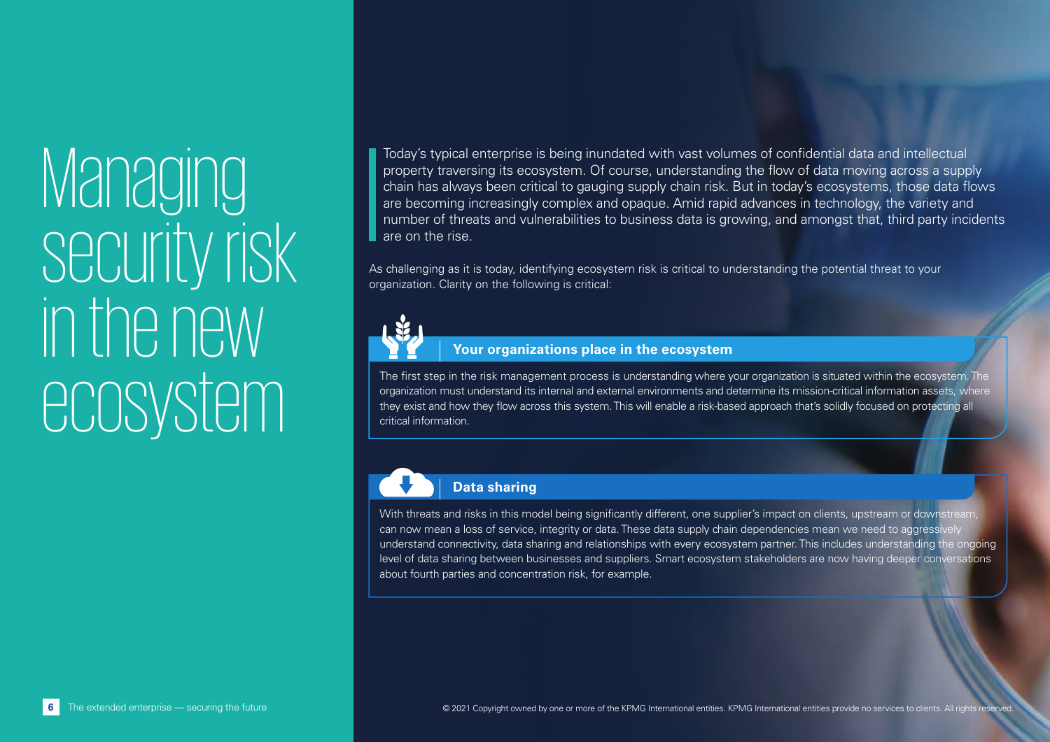# Managing security risk in the new ecosystem

Today's typical enterprise is being inundated with vast volumes of confidential data and intellectual property traversing its ecosystem. Of course, understanding the flow of data moving across a supply chain has always been critical to gauging supply chain risk. But in today's ecosystems, those data flows are becoming increasingly complex and opaque. Amid rapid advances in technology, the variety and number of threats and vulnerabilities to business data is growing, and amongst that, third party incidents are on the rise.

As challenging as it is today, identifying ecosystem risk is critical to understanding the potential threat to your organization. Clarity on the following is critical:

### Your organizations place in the ecosystem

The first step in the risk management process is understanding where your organization is situated within the ecosystem. The organization must understand its internal and external environments and determine its mission-critical information assets, where they exist and how they flow across this system. This will enable a risk-based approach that's solidly focused on protecting all critical information.

### Data sharing

With threats and risks in this model being significantly different, one supplier's impact on clients, upstream or downstream, can now mean a loss of service, integrity or data. These data supply chain dependencies mean we need to aggressively understand connectivity, data sharing and relationships with every ecosystem partner. This includes understanding the ongoing level of data sharing between businesses and suppliers. Smart ecosystem stakeholders are now having deeper conversations about fourth parties and concentration risk, for example.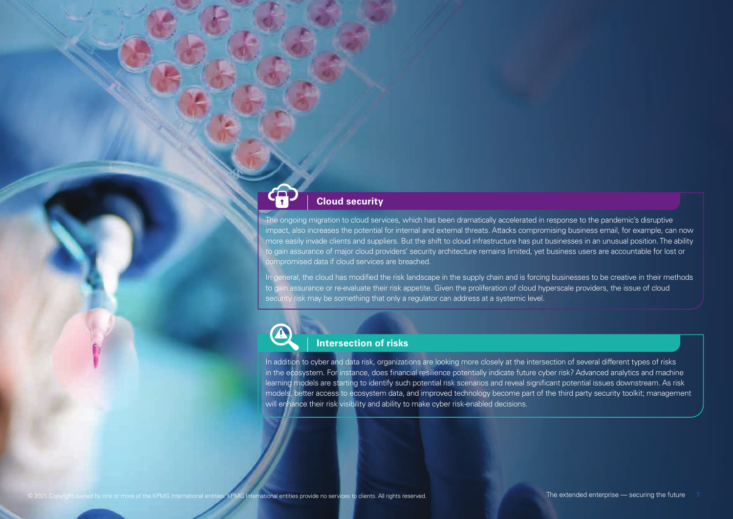## Cloud security

The ongoing migration to cloud services, which has been dramatically accelerated in response to the pandemic's disruptive impact, also increases the potential for internal and external threats. Attacks compromising business email, for example, can now more easily invade clients and suppliers. But the shift to cloud infrastructure has put businesses in an unusual position. The ability to gain assurance of major cloud providers' security architecture remains limited, yet business users are accountable for lost or compromised data if cloud services are breached.

In general, the cloud has modified the risk landscape in the supply chain and is forcing businesses to be creative in their methods to gain assurance or re-evaluate their risk appetite. Given the proliferation of cloud hyperscale providers, the issue of cloud security risk may be something that only a regulator can address at a systemic level.

## Intersection of risks

In addition to cyber and data risk, organizations are looking more closely at the intersection of several different types of risks in the ecosystem. For instance, does financial resilience potentially indicate future cyber risk? Advanced analytics and machine learning models are starting to identify such potential risk scenarios and reveal significant potential issues downstream. As risk models, better access to ecosystem data, and improved technology become part of the third party security toolkit; management will enhance their risk visibility and ability to make cyber risk-enabled decisions.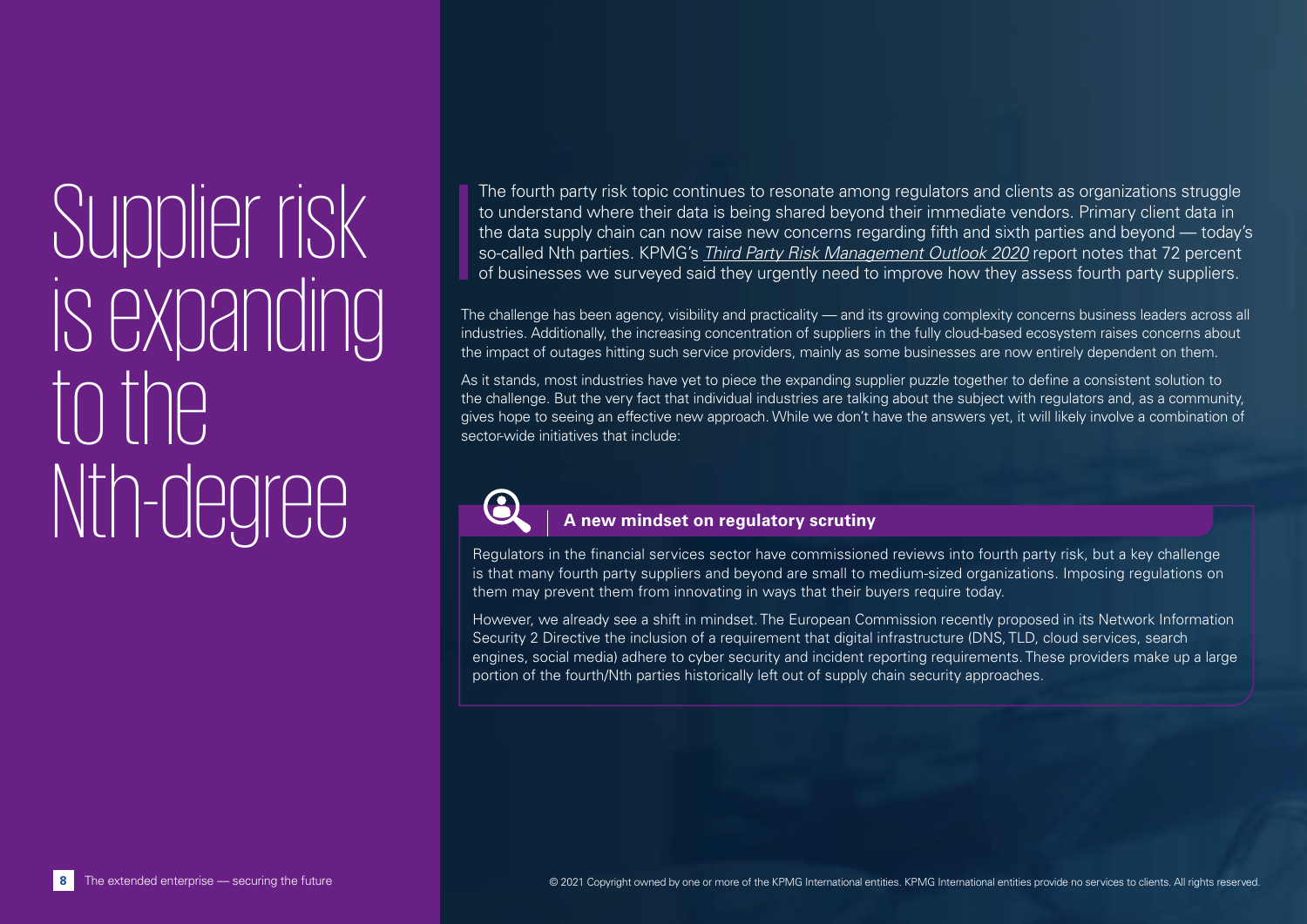# Supplier risk is expanding to the Nth-degree

The fourth party risk topic continues to resonate among regulators and clients as organizations struggle to understand where their data is being shared beyond their immediate vendors. Primary client data in the data supply chain can now raise new concerns regarding fifth and sixth parties and beyond — today's so-called Nth parties. KPMG's *Third Party Risk Management Outlook 2020* report notes that 72 percent of businesses we surveyed said they urgently need to improve how they assess fourth party suppliers.

The challenge has been agency, visibility and practicality — and its growing complexity concerns business leaders across all industries. Additionally, the increasing concentration of suppliers in the fully cloud-based ecosystem raises concerns about the impact of outages hitting such service providers, mainly as some businesses are now entirely dependent on them.

As it stands, most industries have yet to piece the expanding supplier puzzle together to define a consistent solution to the challenge. But the very fact that individual industries are talking about the subject with regulators and, as a community, gives hope to seeing an effective new approach. While we don't have the answers yet, it will likely involve a combination of sector-wide initiatives that include:

### A new mindset on regulatory scrutiny

Regulators in the financial services sector have commissioned reviews into fourth party risk, but a key challenge is that many fourth party suppliers and beyond are small to medium-sized organizations. Imposing regulations on them may prevent them from innovating in ways that their buyers require today.

However, we already see a shift in mindset. The European Commission recently proposed in its Network Information Security 2 Directive the inclusion of a requirement that digital infrastructure (DNS, TLD, cloud services, search engines, social media) adhere to cyber security and incident reporting requirements. These providers make up a large portion of the fourth/Nth parties historically left out of supply chain security approaches.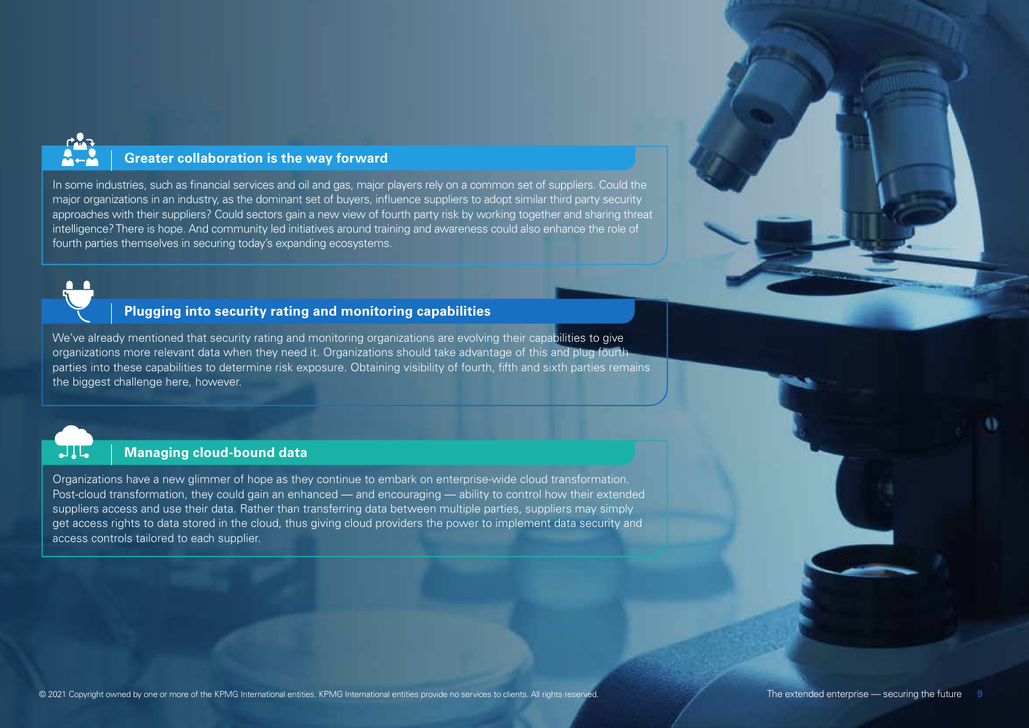### Greater collaboration is the way forward

In some industries, such as financial services and oil and gas, major players rely on a common set of suppliers. Could the major organizations in an industry, as the dominant set of buyers, influence suppliers to adopt similar third party security approaches with their suppliers? Could sectors gain a new view of fourth party risk by working together and sharing threat intelligence? There is hope. And community led initiatives around training and awareness could also enhance the role of fourth parties themselves in securing today's expanding ecosystems.

### Plugging into security rating and monitoring capabilities

We've already mentioned that security rating and monitoring organizations are evolving their capabilities to give organizations more relevant data when they need it. Organizations should take advantage of this and plug fourth parties into these capabilities to determine risk exposure. Obtaining visibility of fourth, fifth and sixth parties remains the biggest challenge here, however.

### Managing cloud-bound data

Organizations have a new glimmer of hope as they continue to embark on enterprise-wide cloud transformation. Post-cloud transformation, they could gain an enhanced — and encouraging — ability to control how their extended suppliers access and use their data. Rather than transferring data between multiple parties, suppliers may simply get access rights to data stored in the cloud, thus giving cloud providers the power to implement data security and access controls tailored to each supplier.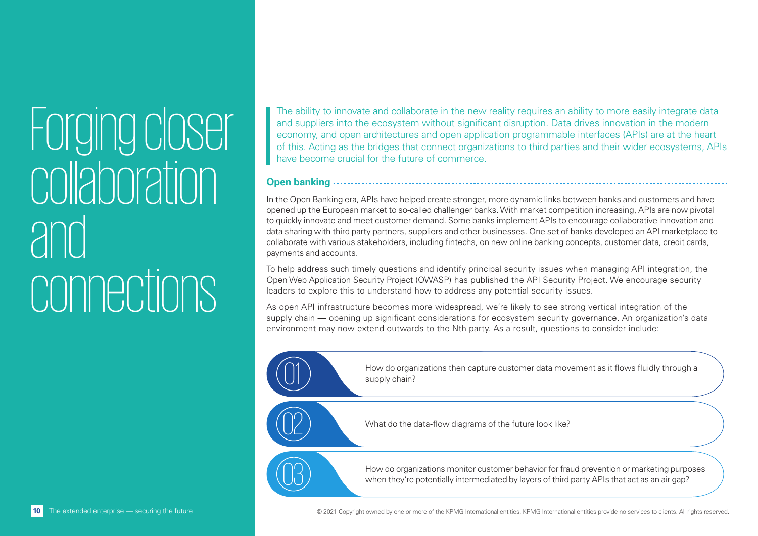# Forging closer collaboration and connections

The ability to innovate and collaborate in the new reality requires an ability to more easily integrate data and suppliers into the ecosystem without significant disruption. Data drives innovation in the modern economy, and open architectures and open application programmable interfaces (APIs) are at the heart of this. Acting as the bridges that connect organizations to third parties and their wider ecosystems, APIs have become crucial for the future of commerce.

**Open banking**

In the Open Banking era, APIs have helped create stronger, more dynamic links between banks and customers and have opened up the European market to so-called challenger banks. With market competition increasing, APIs are now pivotal to quickly innovate and meet customer demand. Some banks implement APIs to encourage collaborative innovation and data sharing with third party partners, suppliers and other businesses. One set of banks developed an API marketplace to collaborate with various stakeholders, including fintechs, on new online banking concepts, customer data, credit cards, payments and accounts.

To help address such timely questions and identify principal security issues when managing API integration, the Open Web Application Security Project (OWASP) has published the API Security Project. We encourage security leaders to explore this to understand how to address any potential security issues.

As open API infrastructure becomes more widespread, we're likely to see strong vertical integration of the supply chain — opening up significant considerations for ecosystem security governance. An organization's data environment may now extend outwards to the Nth party. As a result, questions to consider include:

01 How do organizations then capture customer data movement as it flows fluidly through a supply chain?

02 What do the data-flow diagrams of the future look like?

03 How do organizations monitor customer behavior for fraud prevention or marketing purposes when they're potentially intermediated by layers of third party APIs that act as an air gap?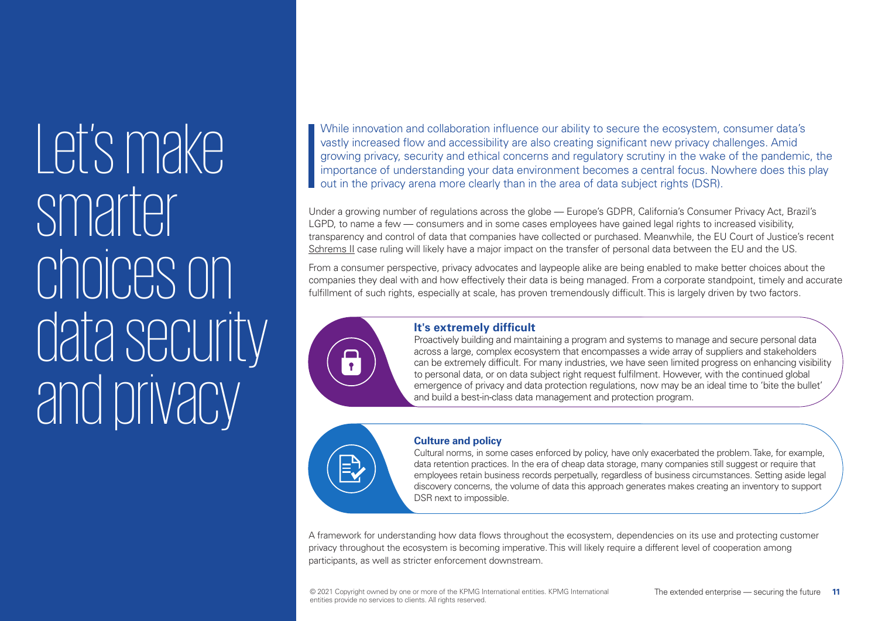# Let's make smarter choices on data security and privacy

While innovation and collaboration influence our ability to secure the ecosystem, consumer data's vastly increased flow and accessibility are also creating significant new privacy challenges. Amid growing privacy, security and ethical concerns and regulatory scrutiny in the wake of the pandemic, the importance of understanding your data environment becomes a central focus. Nowhere does this play out in the privacy arena more clearly than in the area of data subject rights (DSR).

Under a growing number of regulations across the globe — Europe's GDPR, California's Consumer Privacy Act, Brazil's LGPD, to name a few — consumers and in some cases employees have gained legal rights to increased visibility, transparency and control of data that companies have collected or purchased. Meanwhile, the EU Court of Justice's recent Schrems II case ruling will likely have a major impact on the transfer of personal data between the EU and the US.

From a consumer perspective, privacy advocates and laypeople alike are being enabled to make better choices about the companies they deal with and how effectively their data is being managed. From a corporate standpoint, timely and accurate fulfillment of such rights, especially at scale, has proven tremendously difficult. This is largely driven by two factors.

### It's extremely difficult

Proactively building and maintaining a program and systems to manage and secure personal data across a large, complex ecosystem that encompasses a wide array of suppliers and stakeholders can be extremely difficult. For many industries, we have seen limited progress on enhancing visibility to personal data, or on data subject right request fulfilment. However, with the continued global emergence of privacy and data protection regulations, now may be an ideal time to 'bite the bullet' and build a best-in-class data management and protection program.

### Culture and policy

Cultural norms, in some cases enforced by policy, have only exacerbated the problem. Take, for example, data retention practices. In the era of cheap data storage, many companies still suggest or require that employees retain business records perpetually, regardless of business circumstances. Setting aside legal discovery concerns, the volume of data this approach generates makes creating an inventory to support DSR next to impossible.

A framework for understanding how data flows throughout the ecosystem, dependencies on its use and protecting customer privacy throughout the ecosystem is becoming imperative. This will likely require a different level of cooperation among participants, as well as stricter enforcement downstream.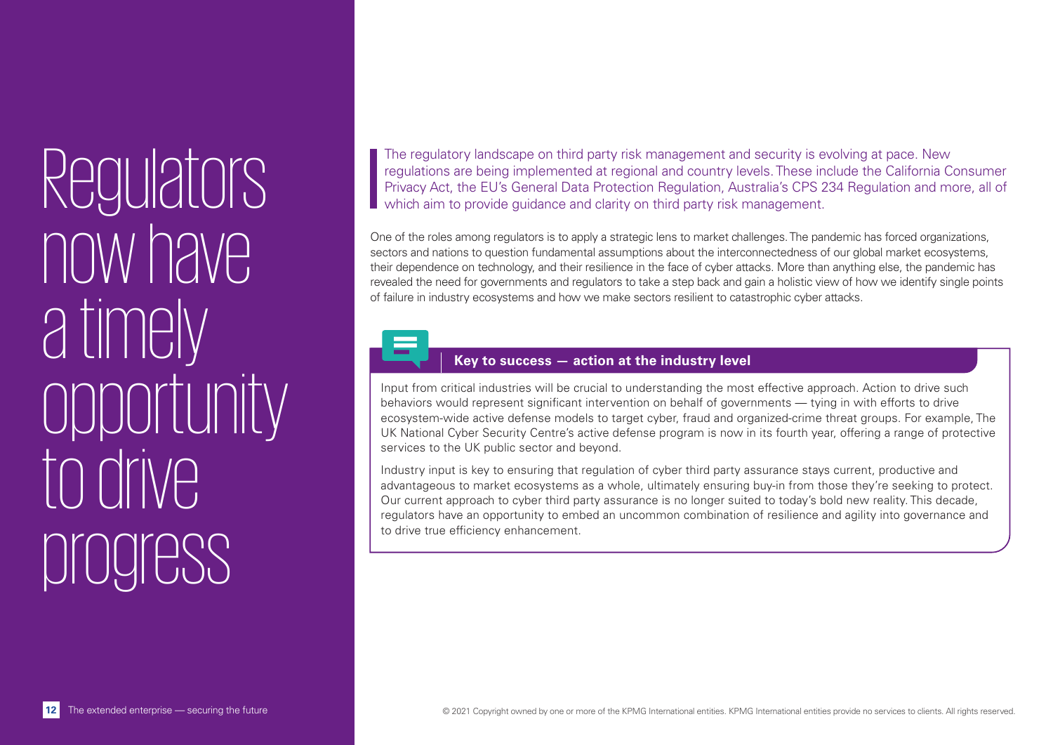# Regulators now have a timely opportunity to drive progress

The regulatory landscape on third party risk management and security is evolving at pace. New regulations are being implemented at regional and country levels. These include the California Consumer Privacy Act, the EU's General Data Protection Regulation, Australia's CPS 234 Regulation and more, all of which aim to provide guidance and clarity on third party risk management.

One of the roles among regulators is to apply a strategic lens to market challenges. The pandemic has forced organizations, sectors and nations to question fundamental assumptions about the interconnectedness of our global market ecosystems, their dependence on technology, and their resilience in the face of cyber attacks. More than anything else, the pandemic has revealed the need for governments and regulators to take a step back and gain a holistic view of how we identify single points of failure in industry ecosystems and how we make sectors resilient to catastrophic cyber attacks.

### Key to success — action at the industry level

Input from critical industries will be crucial to understanding the most effective approach. Action to drive such behaviors would represent significant intervention on behalf of governments — tying in with efforts to drive ecosystem-wide active defense models to target cyber, fraud and organized-crime threat groups. For example, The UK National Cyber Security Centre's active defense program is now in its fourth year, offering a range of protective services to the UK public sector and beyond.

Industry input is key to ensuring that regulation of cyber third party assurance stays current, productive and advantageous to market ecosystems as a whole, ultimately ensuring buy-in from those they're seeking to protect. Our current approach to cyber third party assurance is no longer suited to today's bold new reality. This decade, regulators have an opportunity to embed an uncommon combination of resilience and agility into governance and to drive true efficiency enhancement.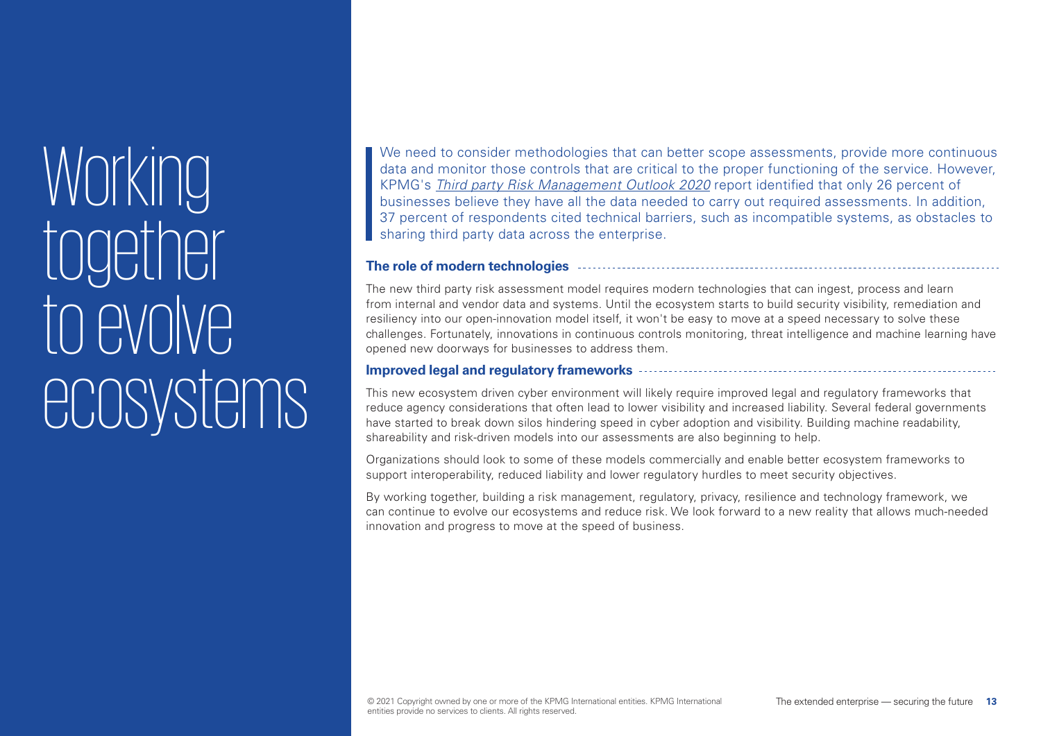# Working together to evolve ecosystems

> We need to consider methodologies that can better scope assessments, provide more continuous data and monitor those controls that are critical to the proper functioning of the service. However, KPMG's *Third party Risk Management Outlook 2020* report identified that only 26 percent of businesses believe they have all the data needed to carry out required assessments. In addition, 37 percent of respondents cited technical barriers, such as incompatible systems, as obstacles to sharing third party data across the enterprise.

### The role of modern technologies

The new third party risk assessment model requires modern technologies that can ingest, process and learn from internal and vendor data and systems. Until the ecosystem starts to build security visibility, remediation and resiliency into our open-innovation model itself, it won't be easy to move at a speed necessary to solve these challenges. Fortunately, innovations in continuous controls monitoring, threat intelligence and machine learning have opened new doorways for businesses to address them.

### Improved legal and regulatory frameworks

This new ecosystem driven cyber environment will likely require improved legal and regulatory frameworks that reduce agency considerations that often lead to lower visibility and increased liability. Several federal governments have started to break down silos hindering speed in cyber adoption and visibility. Building machine readability, shareability and risk-driven models into our assessments are also beginning to help.

Organizations should look to some of these models commercially and enable better ecosystem frameworks to support interoperability, reduced liability and lower regulatory hurdles to meet security objectives.

By working together, building a risk management, regulatory, privacy, resilience and technology framework, we can continue to evolve our ecosystems and reduce risk. We look forward to a new reality that allows much-needed innovation and progress to move at the speed of business.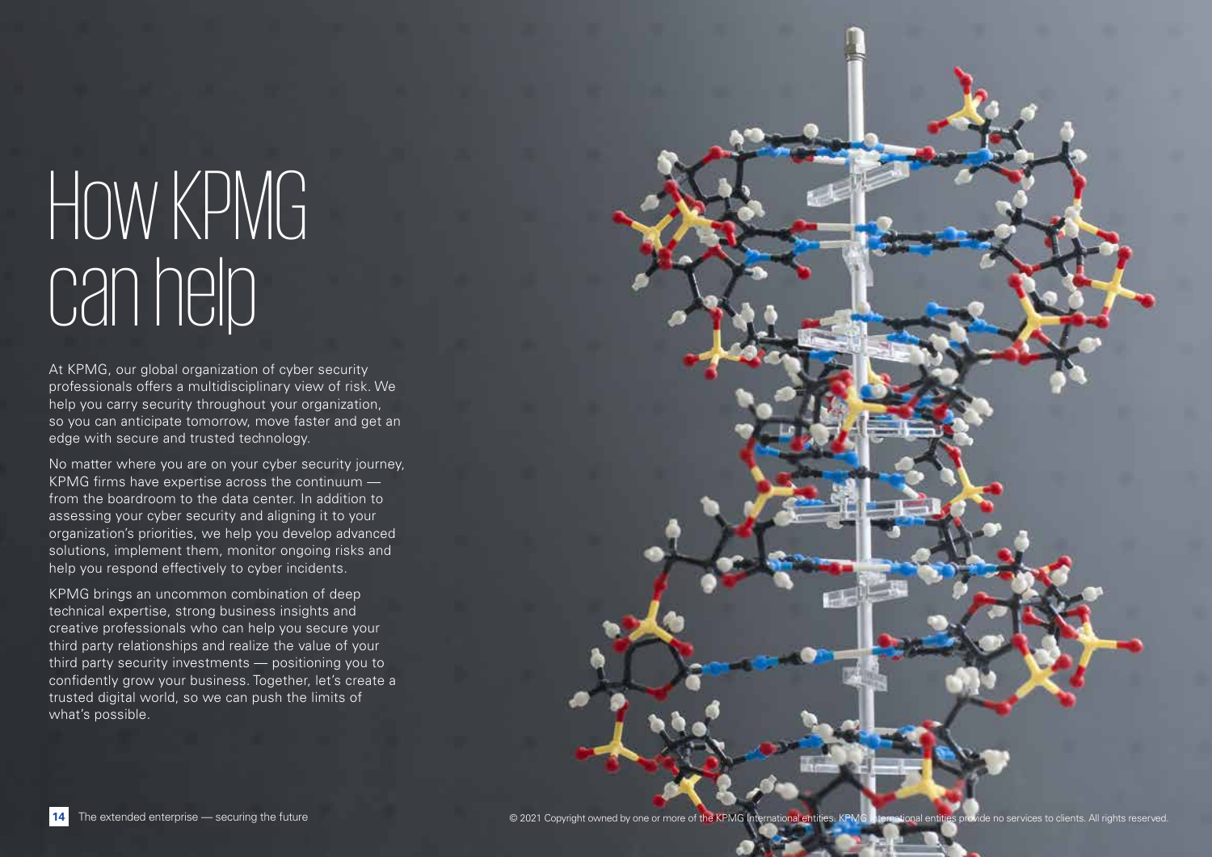# How KPMG can help

At KPMG, our global organization of cyber security professionals offers a multidisciplinary view of risk. We help you carry security throughout your organization, so you can anticipate tomorrow, move faster and get an edge with secure and trusted technology.

No matter where you are on your cyber security journey, KPMG firms have expertise across the continuum — from the boardroom to the data center. In addition to assessing your cyber security and aligning it to your organization's priorities, we help you develop advanced solutions, implement them, monitor ongoing risks and help you respond effectively to cyber incidents.

KPMG brings an uncommon combination of deep technical expertise, strong business insights and creative professionals who can help you secure your third party relationships and realize the value of your third party security investments — positioning you to confidently grow your business. Together, let's create a trusted digital world, so we can push the limits of what's possible.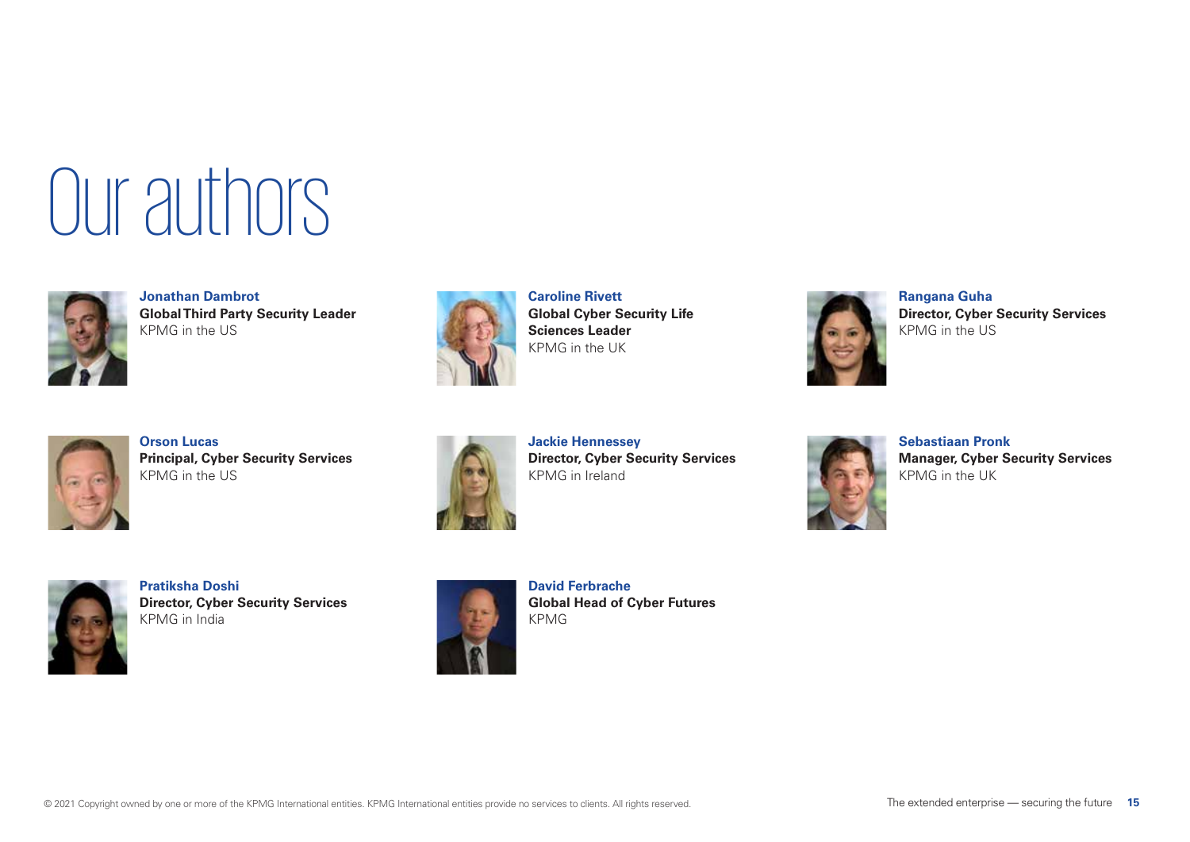# Our authors

**Jonathan Dambrot**
**Global Third Party Security Leader**
KPMG in the US

**Caroline Rivett**
**Global Cyber Security Life Sciences Leader**
KPMG in the UK

**Rangana Guha**
**Director, Cyber Security Services**
KPMG in the US

**Orson Lucas**
**Principal, Cyber Security Services**
KPMG in the US

**Jackie Hennessey**
**Director, Cyber Security Services**
KPMG in Ireland

**Sebastiaan Pronk**
**Manager, Cyber Security Services**
KPMG in the UK

**Pratiksha Doshi**
**Director, Cyber Security Services**
KPMG in India

**David Ferbrache**
**Global Head of Cyber Futures**
KPMG

© 2021 Copyright owned by one or more of the KPMG International entities. KPMG International entities provide no services to clients. All rights reserved.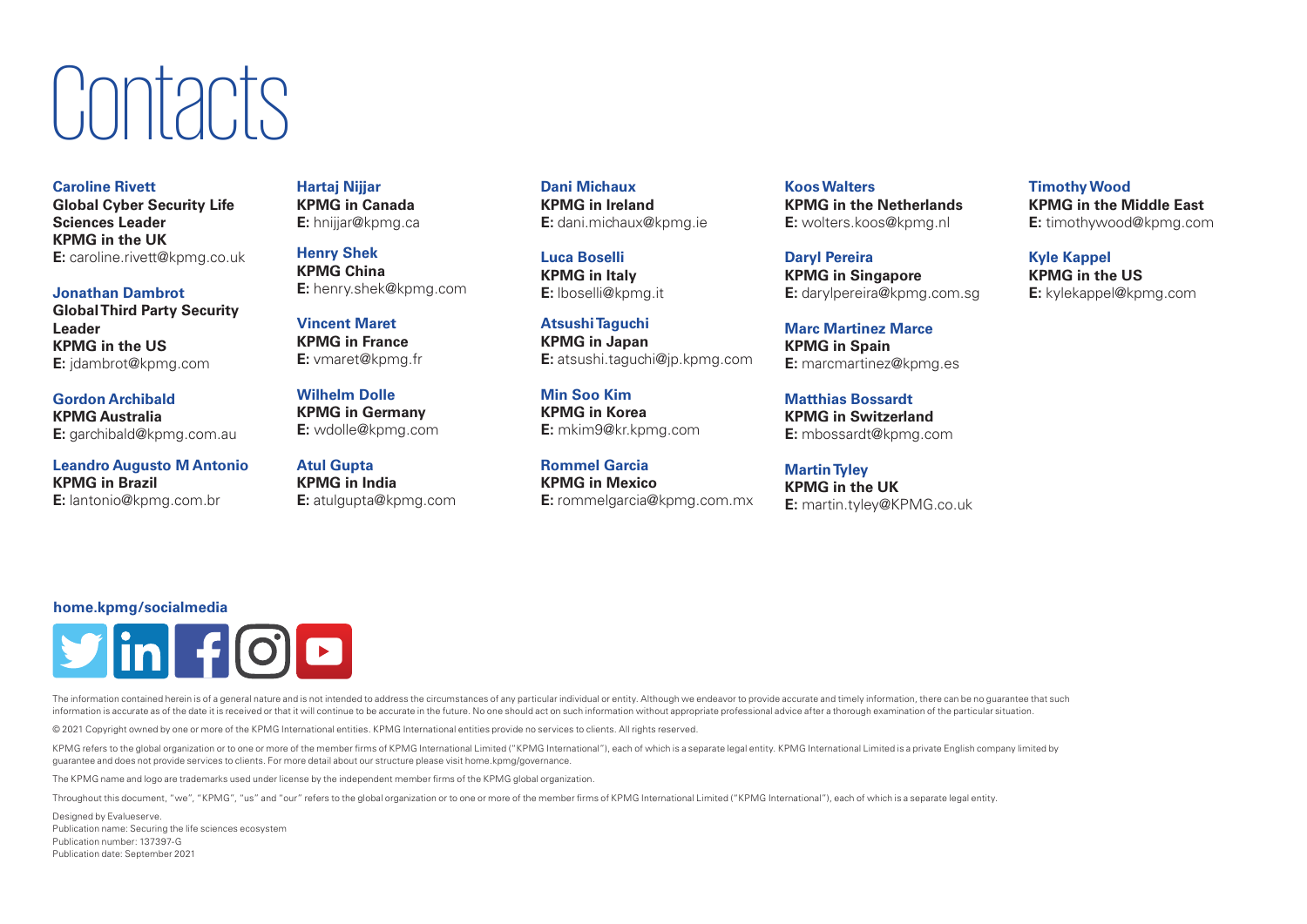# Contacts

**Caroline Rivett**
**Global Cyber Security Life Sciences Leader**
**KPMG in the UK**
**E:** caroline.rivett@kpmg.co.uk

**Jonathan Dambrot**
**Global Third Party Security Leader**
**KPMG in the US**
**E:** jdambrot@kpmg.com

**Gordon Archibald**
**KPMG Australia**
**E:** garchibald@kpmg.com.au

**Leandro Augusto M Antonio**
**KPMG in Brazil**
**E:** lantonio@kpmg.com.br

**Hartaj Nijjar**
**KPMG in Canada**
**E:** hnijjar@kpmg.ca

**Henry Shek**
**KPMG China**
**E:** henry.shek@kpmg.com

**Vincent Maret**
**KPMG in France**
**E:** vmaret@kpmg.fr

**Wilhelm Dolle**
**KPMG in Germany**
**E:** wdolle@kpmg.com

**Atul Gupta**
**KPMG in India**
**E:** atulgupta@kpmg.com

**Dani Michaux**
**KPMG in Ireland**
**E:** dani.michaux@kpmg.ie

**Luca Boselli**
**KPMG in Italy**
**E:** lboselli@kpmg.it

**Atsushi Taguchi**
**KPMG in Japan**
**E:** atsushi.taguchi@jp.kpmg.com

**Min Soo Kim**
**KPMG in Korea**
**E:** mkim9@kr.kpmg.com

**Rommel Garcia**
**KPMG in Mexico**
**E:** rommelgarcia@kpmg.com.mx

**Koos Walters**
**KPMG in the Netherlands**
**E:** wolters.koos@kpmg.nl

**Daryl Pereira**
**KPMG in Singapore**
**E:** darylpereira@kpmg.com.sg

**Marc Martinez Marce**
**KPMG in Spain**
**E:** marcmartinez@kpmg.es

**Matthias Bossardt**
**KPMG in Switzerland**
**E:** mbossardt@kpmg.com

**Martin Tyley**
**KPMG in the UK**
**E:** martin.tyley@KPMG.co.uk

**Timothy Wood**
**KPMG in the Middle East**
**E:** timothywood@kpmg.com

**Kyle Kappel**
**KPMG in the US**
**E:** kylekappel@kpmg.com

**home.kpmg/socialmedia**

The information contained herein is of a general nature and is not intended to address the circumstances of any particular individual or entity. Although we endeavor to provide accurate and timely information, there can be no guarantee that such information is accurate as of the date it is received or that it will continue to be accurate in the future. No one should act on such information without appropriate professional advice after a thorough examination of the particular situation.

© 2021 Copyright owned by one or more of the KPMG International entities. KPMG International entities provide no services to clients. All rights reserved.

KPMG refers to the global organization or to one or more of the member firms of KPMG International Limited ("KPMG International"), each of which is a separate legal entity. KPMG International Limited is a private English company limited by guarantee and does not provide services to clients. For more detail about our structure please visit home.kpmg/governance.

The KPMG name and logo are trademarks used under license by the independent member firms of the KPMG global organization.

Throughout this document, "we", "KPMG", "us" and "our" refers to the global organization or to one or more of the member firms of KPMG International Limited ("KPMG International"), each of which is a separate legal entity.

Designed by Evalueserve.
Publication name: Securing the life sciences ecosystem
Publication number: 137397-G
Publication date: September 2021